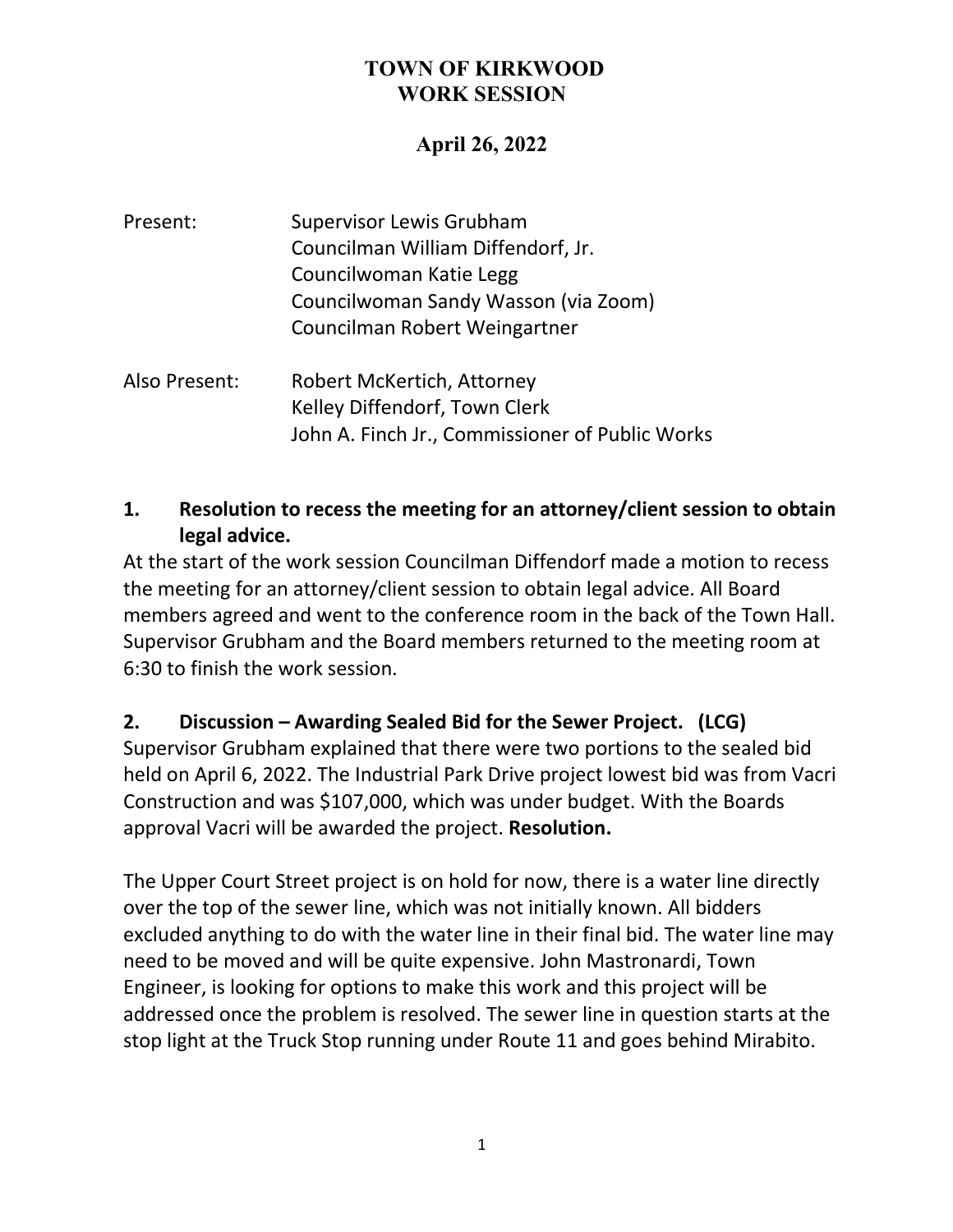# TOWN OF KIRKWOOD
# WORK SESSION

## April 26, 2022

| | |
|---|---|
| Present: | Supervisor Lewis Grubham |
| | Councilman William Diffendorf, Jr. |
| | Councilwoman Katie Legg |
| | Councilwoman Sandy Wasson (via Zoom) |
| | Councilman Robert Weingartner |
| Also Present: | Robert McKertich, Attorney |
| | Kelley Diffendorf, Town Clerk |
| | John A. Finch Jr., Commissioner of Public Works |

### 1. Resolution to recess the meeting for an attorney/client session to obtain legal advice.

At the start of the work session Councilman Diffendorf made a motion to recess the meeting for an attorney/client session to obtain legal advice. All Board members agreed and went to the conference room in the back of the Town Hall. Supervisor Grubham and the Board members returned to the meeting room at 6:30 to finish the work session.

### 2. Discussion – Awarding Sealed Bid for the Sewer Project. (LCG)

Supervisor Grubham explained that there were two portions to the sealed bid held on April 6, 2022. The Industrial Park Drive project lowest bid was from Vacri Construction and was $107,000, which was under budget. With the Boards approval Vacri will be awarded the project. **Resolution.**

The Upper Court Street project is on hold for now, there is a water line directly over the top of the sewer line, which was not initially known. All bidders excluded anything to do with the water line in their final bid. The water line may need to be moved and will be quite expensive. John Mastronardi, Town Engineer, is looking for options to make this work and this project will be addressed once the problem is resolved. The sewer line in question starts at the stop light at the Truck Stop running under Route 11 and goes behind Mirabito.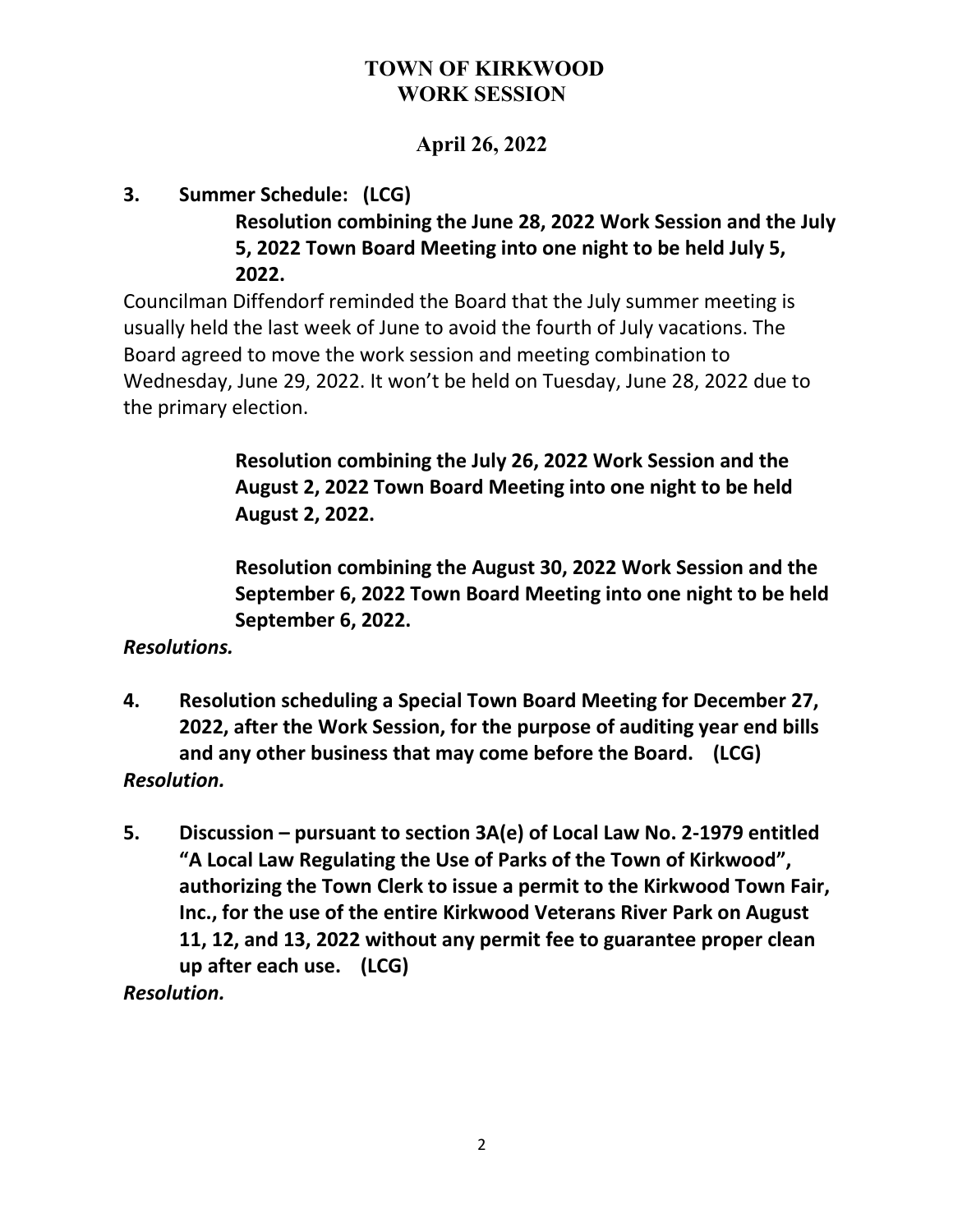**3. Summer Schedule: (LCG)**

**Resolution combining the June 28, 2022 Work Session and the July 5, 2022 Town Board Meeting into one night to be held July 5, 2022.**

Councilman Diffendorf reminded the Board that the July summer meeting is usually held the last week of June to avoid the fourth of July vacations. The Board agreed to move the work session and meeting combination to Wednesday, June 29, 2022. It won't be held on Tuesday, June 28, 2022 due to the primary election.

**Resolution combining the July 26, 2022 Work Session and the August 2, 2022 Town Board Meeting into one night to be held August 2, 2022.**

**Resolution combining the August 30, 2022 Work Session and the September 6, 2022 Town Board Meeting into one night to be held September 6, 2022.**

***Resolutions.***

**4. Resolution scheduling a Special Town Board Meeting for December 27, 2022, after the Work Session, for the purpose of auditing year end bills and any other business that may come before the Board. (LCG)**

***Resolution.***

**5. Discussion – pursuant to section 3A(e) of Local Law No. 2-1979 entitled "A Local Law Regulating the Use of Parks of the Town of Kirkwood", authorizing the Town Clerk to issue a permit to the Kirkwood Town Fair, Inc., for the use of the entire Kirkwood Veterans River Park on August 11, 12, and 13, 2022 without any permit fee to guarantee proper clean up after each use. (LCG)**

***Resolution.***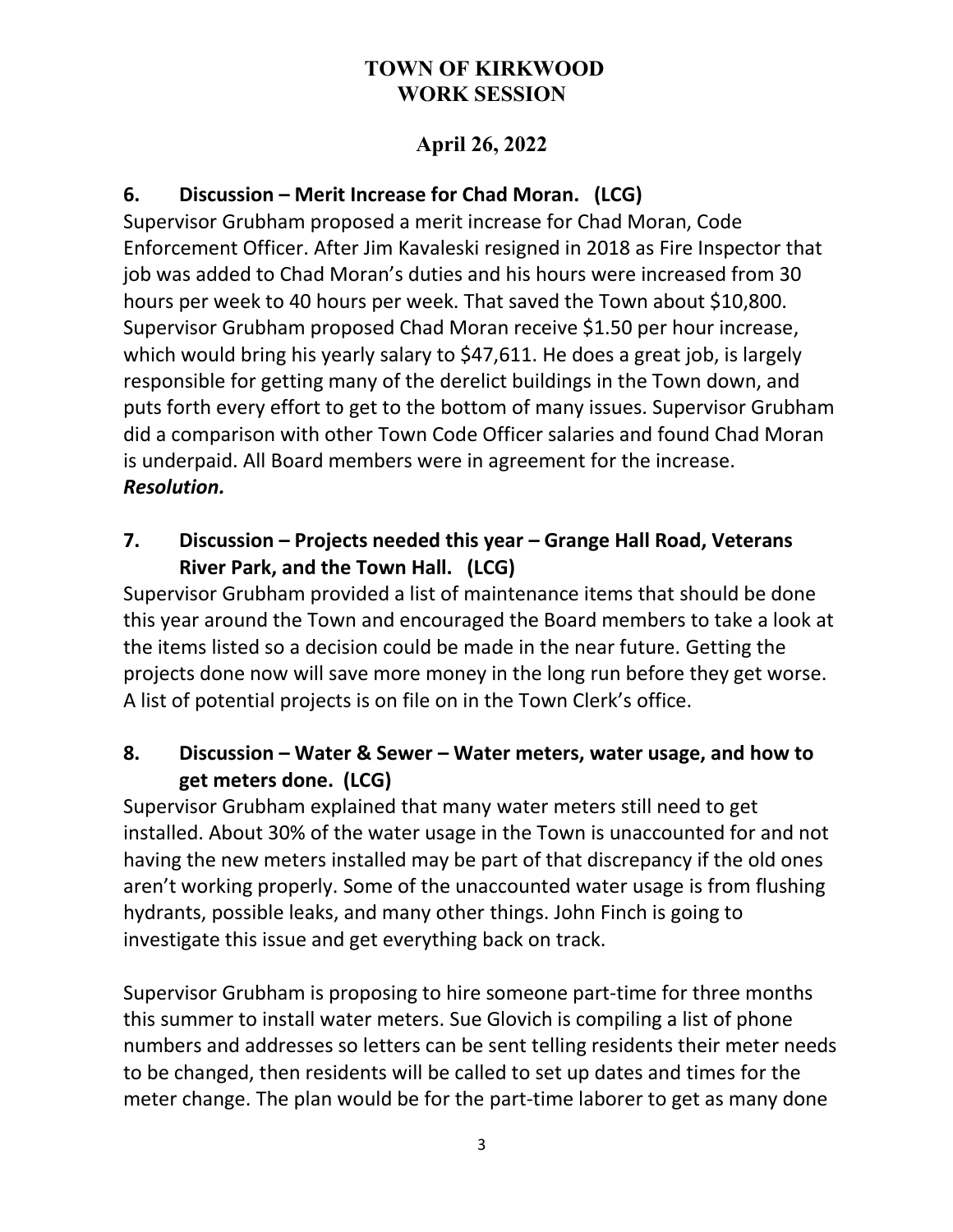# TOWN OF KIRKWOOD
# WORK SESSION

## April 26, 2022

### 6. Discussion – Merit Increase for Chad Moran. (LCG)

Supervisor Grubham proposed a merit increase for Chad Moran, Code Enforcement Officer. After Jim Kavaleski resigned in 2018 as Fire Inspector that job was added to Chad Moran's duties and his hours were increased from 30 hours per week to 40 hours per week. That saved the Town about $10,800. Supervisor Grubham proposed Chad Moran receive $1.50 per hour increase, which would bring his yearly salary to $47,611. He does a great job, is largely responsible for getting many of the derelict buildings in the Town down, and puts forth every effort to get to the bottom of many issues. Supervisor Grubham did a comparison with other Town Code Officer salaries and found Chad Moran is underpaid. All Board members were in agreement for the increase.
***Resolution.***

### 7. Discussion – Projects needed this year – Grange Hall Road, Veterans River Park, and the Town Hall. (LCG)

Supervisor Grubham provided a list of maintenance items that should be done this year around the Town and encouraged the Board members to take a look at the items listed so a decision could be made in the near future. Getting the projects done now will save more money in the long run before they get worse. A list of potential projects is on file on in the Town Clerk's office.

### 8. Discussion – Water & Sewer – Water meters, water usage, and how to get meters done. (LCG)

Supervisor Grubham explained that many water meters still need to get installed. About 30% of the water usage in the Town is unaccounted for and not having the new meters installed may be part of that discrepancy if the old ones aren't working properly. Some of the unaccounted water usage is from flushing hydrants, possible leaks, and many other things. John Finch is going to investigate this issue and get everything back on track.

Supervisor Grubham is proposing to hire someone part-time for three months this summer to install water meters. Sue Glovich is compiling a list of phone numbers and addresses so letters can be sent telling residents their meter needs to be changed, then residents will be called to set up dates and times for the meter change. The plan would be for the part-time laborer to get as many done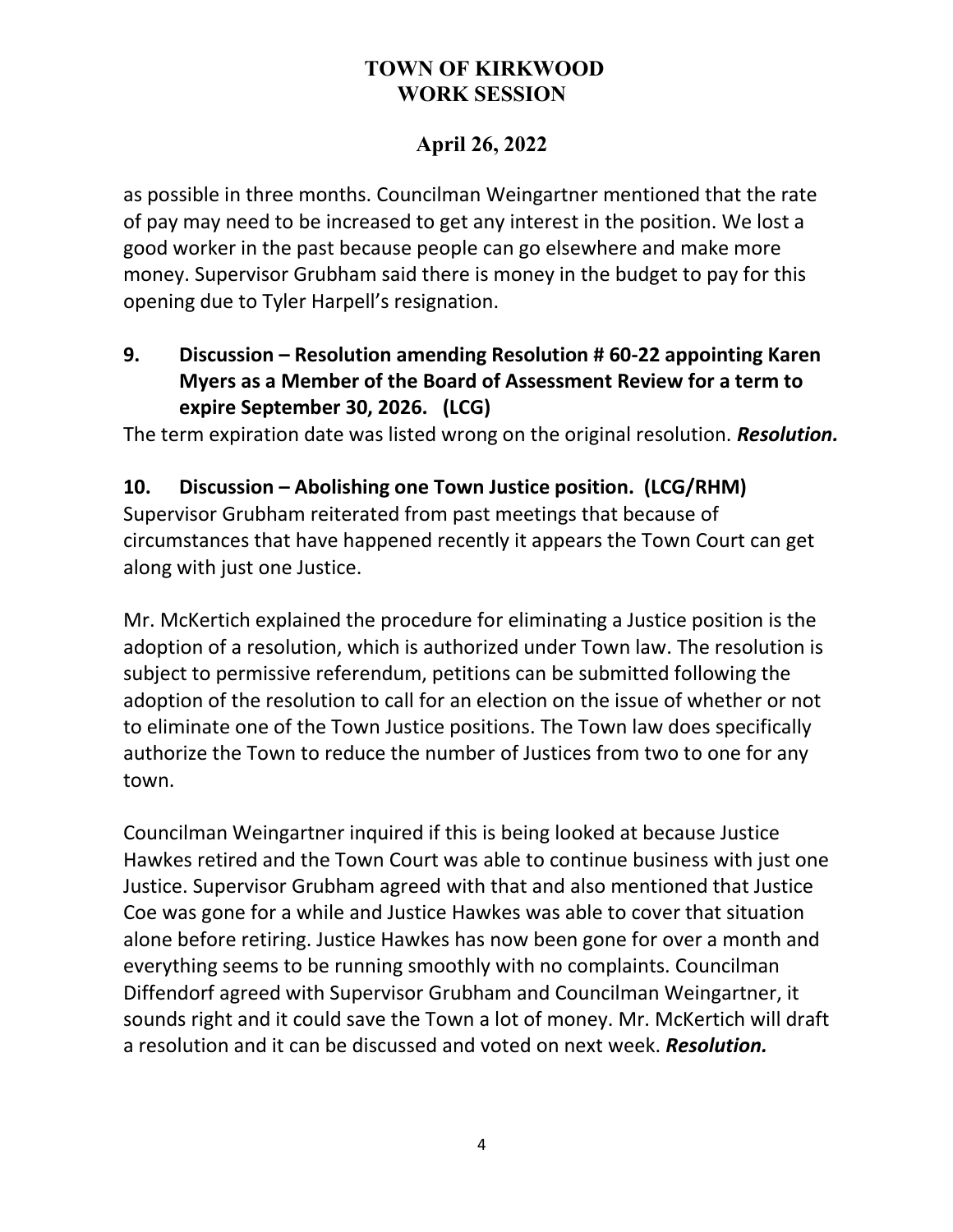as possible in three months. Councilman Weingartner mentioned that the rate of pay may need to be increased to get any interest in the position. We lost a good worker in the past because people can go elsewhere and make more money. Supervisor Grubham said there is money in the budget to pay for this opening due to Tyler Harpell's resignation.

**9. Discussion – Resolution amending Resolution # 60-22 appointing Karen Myers as a Member of the Board of Assessment Review for a term to expire September 30, 2026. (LCG)**

The term expiration date was listed wrong on the original resolution. ***Resolution.***

**10. Discussion – Abolishing one Town Justice position. (LCG/RHM)**

Supervisor Grubham reiterated from past meetings that because of circumstances that have happened recently it appears the Town Court can get along with just one Justice.

Mr. McKertich explained the procedure for eliminating a Justice position is the adoption of a resolution, which is authorized under Town law. The resolution is subject to permissive referendum, petitions can be submitted following the adoption of the resolution to call for an election on the issue of whether or not to eliminate one of the Town Justice positions. The Town law does specifically authorize the Town to reduce the number of Justices from two to one for any town.

Councilman Weingartner inquired if this is being looked at because Justice Hawkes retired and the Town Court was able to continue business with just one Justice. Supervisor Grubham agreed with that and also mentioned that Justice Coe was gone for a while and Justice Hawkes was able to cover that situation alone before retiring. Justice Hawkes has now been gone for over a month and everything seems to be running smoothly with no complaints. Councilman Diffendorf agreed with Supervisor Grubham and Councilman Weingartner, it sounds right and it could save the Town a lot of money. Mr. McKertich will draft a resolution and it can be discussed and voted on next week. ***Resolution.***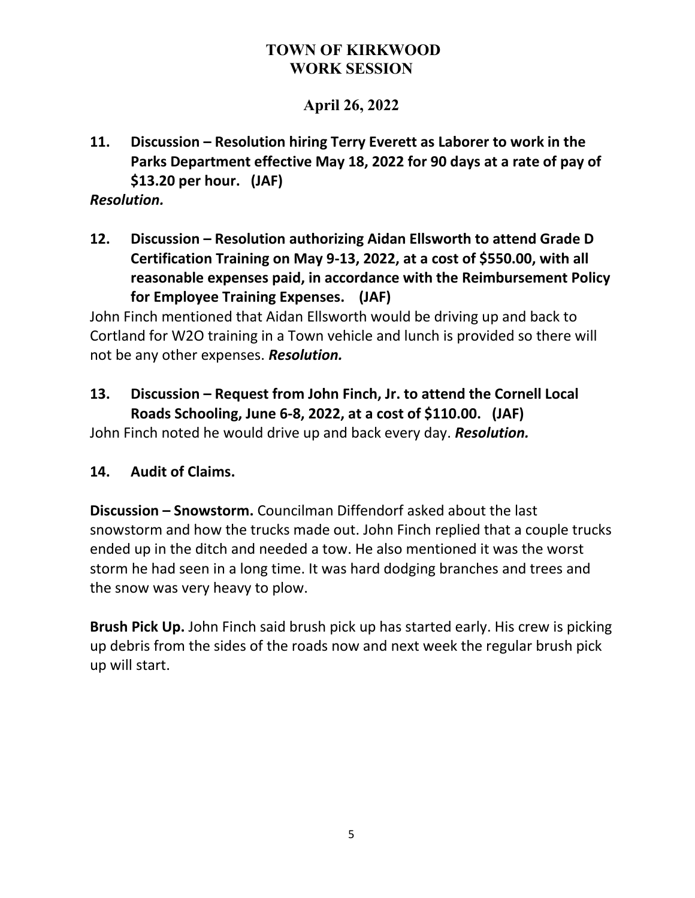# TOWN OF KIRKWOOD
## WORK SESSION

### April 26, 2022

**11. Discussion – Resolution hiring Terry Everett as Laborer to work in the Parks Department effective May 18, 2022 for 90 days at a rate of pay of $13.20 per hour. (JAF)**

***Resolution.***

**12. Discussion – Resolution authorizing Aidan Ellsworth to attend Grade D Certification Training on May 9-13, 2022, at a cost of $550.00, with all reasonable expenses paid, in accordance with the Reimbursement Policy for Employee Training Expenses. (JAF)**

John Finch mentioned that Aidan Ellsworth would be driving up and back to Cortland for W2O training in a Town vehicle and lunch is provided so there will not be any other expenses. ***Resolution.***

**13. Discussion – Request from John Finch, Jr. to attend the Cornell Local Roads Schooling, June 6-8, 2022, at a cost of $110.00. (JAF)**

John Finch noted he would drive up and back every day. ***Resolution.***

**14. Audit of Claims.**

**Discussion – Snowstorm.** Councilman Diffendorf asked about the last snowstorm and how the trucks made out. John Finch replied that a couple trucks ended up in the ditch and needed a tow. He also mentioned it was the worst storm he had seen in a long time. It was hard dodging branches and trees and the snow was very heavy to plow.

**Brush Pick Up.** John Finch said brush pick up has started early. His crew is picking up debris from the sides of the roads now and next week the regular brush pick up will start.